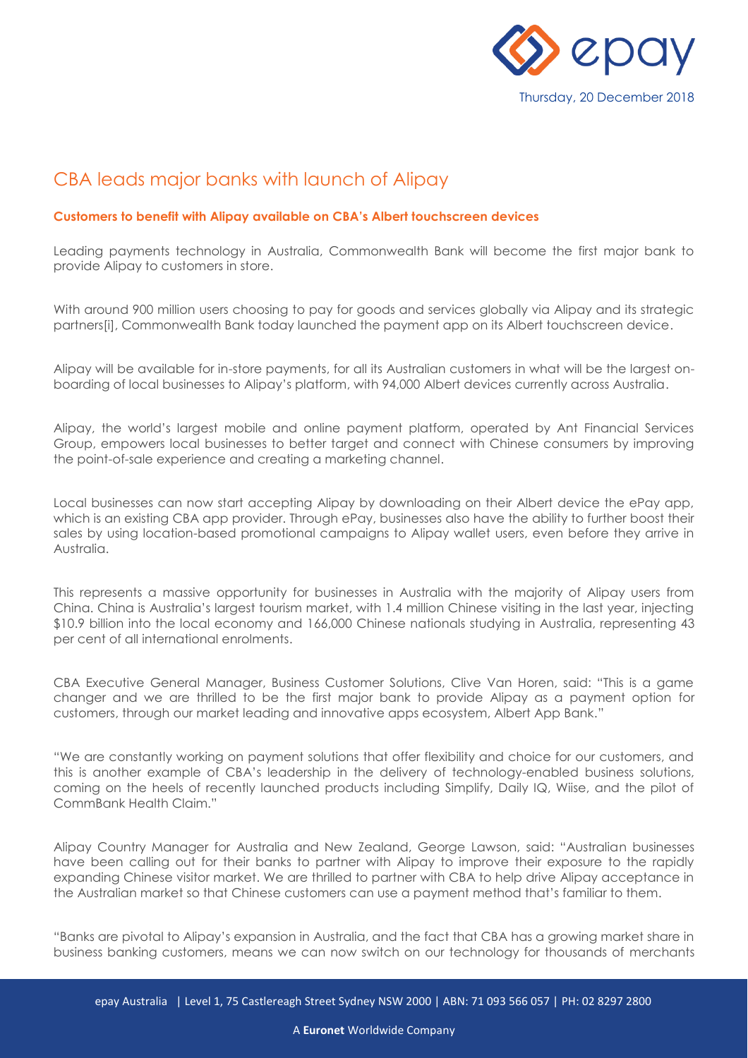Thursday, 20 December 2018

# CBA leads major banks with launch of Alipay

**Customers to benefit with Alipay available on CBA's Albert touchscreen devices**

Leading payments technology in Australia, Commonwealth Bank will become the first major bank to provide Alipay to customers in store.

With around 900 million users choosing to pay for goods and services globally via Alipay and its strategic partners[i], Commonwealth Bank today launched the payment app on its Albert touchscreen device.

Alipay will be available for in-store payments, for all its Australian customers in what will be the largest on-boarding of local businesses to Alipay's platform, with 94,000 Albert devices currently across Australia.

Alipay, the world's largest mobile and online payment platform, operated by Ant Financial Services Group, empowers local businesses to better target and connect with Chinese consumers by improving the point-of-sale experience and creating a marketing channel.

Local businesses can now start accepting Alipay by downloading on their Albert device the ePay app, which is an existing CBA app provider. Through ePay, businesses also have the ability to further boost their sales by using location-based promotional campaigns to Alipay wallet users, even before they arrive in Australia.

This represents a massive opportunity for businesses in Australia with the majority of Alipay users from China. China is Australia's largest tourism market, with 1.4 million Chinese visiting in the last year, injecting $10.9 billion into the local economy and 166,000 Chinese nationals studying in Australia, representing 43 per cent of all international enrolments.

CBA Executive General Manager, Business Customer Solutions, Clive Van Horen, said: "This is a game changer and we are thrilled to be the first major bank to provide Alipay as a payment option for customers, through our market leading and innovative apps ecosystem, Albert App Bank."

"We are constantly working on payment solutions that offer flexibility and choice for our customers, and this is another example of CBA's leadership in the delivery of technology-enabled business solutions, coming on the heels of recently launched products including Simplify, Daily IQ, Wiise, and the pilot of CommBank Health Claim."

Alipay Country Manager for Australia and New Zealand, George Lawson, said: "Australian businesses have been calling out for their banks to partner with Alipay to improve their exposure to the rapidly expanding Chinese visitor market. We are thrilled to partner with CBA to help drive Alipay acceptance in the Australian market so that Chinese customers can use a payment method that's familiar to them.

"Banks are pivotal to Alipay's expansion in Australia, and the fact that CBA has a growing market share in business banking customers, means we can now switch on our technology for thousands of merchants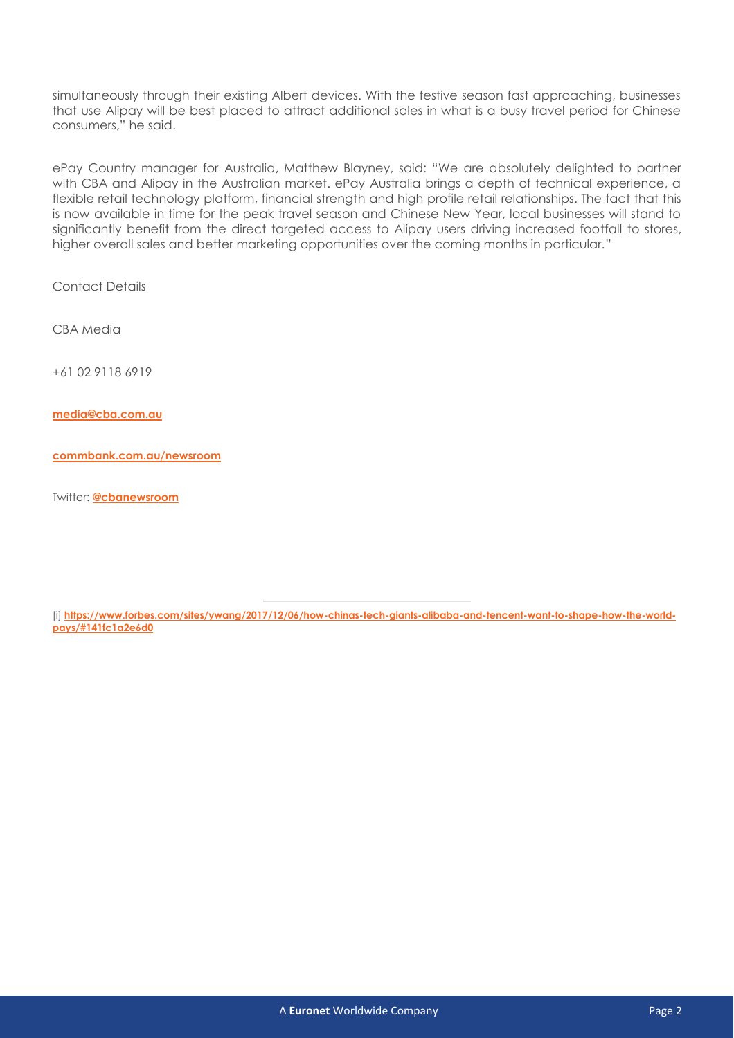simultaneously through their existing Albert devices. With the festive season fast approaching, businesses that use Alipay will be best placed to attract additional sales in what is a busy travel period for Chinese consumers," he said.

ePay Country manager for Australia, Matthew Blayney, said: "We are absolutely delighted to partner with CBA and Alipay in the Australian market. ePay Australia brings a depth of technical experience, a flexible retail technology platform, financial strength and high profile retail relationships. The fact that this is now available in time for the peak travel season and Chinese New Year, local businesses will stand to significantly benefit from the direct targeted access to Alipay users driving increased footfall to stores, higher overall sales and better marketing opportunities over the coming months in particular."

Contact Details

CBA Media

+61 02 9118 6919

**media@cba.com.au**

**commbank.com.au/newsroom**

Twitter: **@cbanewsroom**

---

[i] **https://www.forbes.com/sites/ywang/2017/12/06/how-chinas-tech-giants-alibaba-and-tencent-want-to-shape-how-the-world-pays/#141fc1a2e6d0**